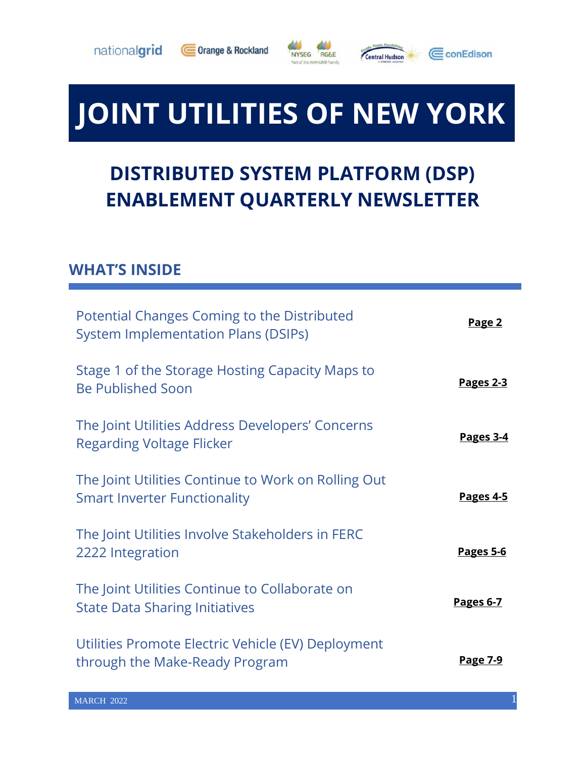nationalgrid | Orange & Rockland | NYSEG | RG&E | Central Hudson | conEdison

# JOINT UTILITIES OF NEW YORK

## DISTRIBUTED SYSTEM PLATFORM (DSP) ENABLEMENT QUARTERLY NEWSLETTER

### WHAT'S INSIDE

| | |
|---|---|
| Potential Changes Coming to the Distributed System Implementation Plans (DSIPs) | **Page 2** |
| Stage 1 of the Storage Hosting Capacity Maps to Be Published Soon | **Pages 2-3** |
| The Joint Utilities Address Developers' Concerns Regarding Voltage Flicker | **Pages 3-4** |
| The Joint Utilities Continue to Work on Rolling Out Smart Inverter Functionality | **Pages 4-5** |
| The Joint Utilities Involve Stakeholders in FERC 2222 Integration | **Pages 5-6** |
| The Joint Utilities Continue to Collaborate on State Data Sharing Initiatives | **Pages 6-7** |
| Utilities Promote Electric Vehicle (EV) Deployment through the Make-Ready Program | **Page 7-9** |

MARCH 2022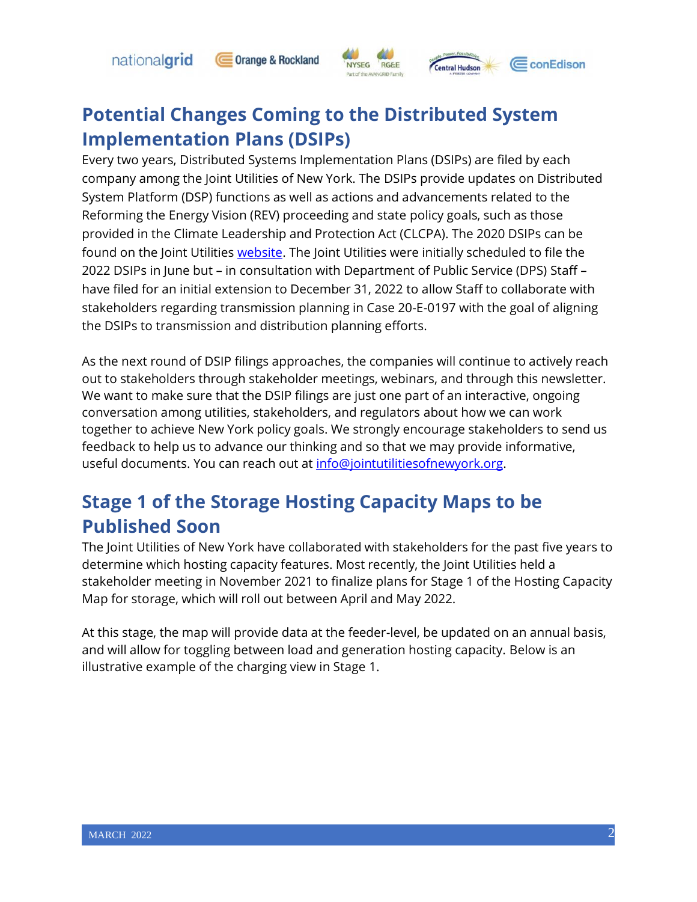## Potential Changes Coming to the Distributed System Implementation Plans (DSIPs)

Every two years, Distributed Systems Implementation Plans (DSIPs) are filed by each company among the Joint Utilities of New York. The DSIPs provide updates on Distributed System Platform (DSP) functions as well as actions and advancements related to the Reforming the Energy Vision (REV) proceeding and state policy goals, such as those provided in the Climate Leadership and Protection Act (CLCPA). The 2020 DSIPs can be found on the Joint Utilities [website](). The Joint Utilities were initially scheduled to file the 2022 DSIPs in June but – in consultation with Department of Public Service (DPS) Staff – have filed for an initial extension to December 31, 2022 to allow Staff to collaborate with stakeholders regarding transmission planning in Case 20-E-0197 with the goal of aligning the DSIPs to transmission and distribution planning efforts.

As the next round of DSIP filings approaches, the companies will continue to actively reach out to stakeholders through stakeholder meetings, webinars, and through this newsletter. We want to make sure that the DSIP filings are just one part of an interactive, ongoing conversation among utilities, stakeholders, and regulators about how we can work together to achieve New York policy goals. We strongly encourage stakeholders to send us feedback to help us to advance our thinking and so that we may provide informative, useful documents. You can reach out at info@jointutilitiesofnewyork.org.

## Stage 1 of the Storage Hosting Capacity Maps to be Published Soon

The Joint Utilities of New York have collaborated with stakeholders for the past five years to determine which hosting capacity features. Most recently, the Joint Utilities held a stakeholder meeting in November 2021 to finalize plans for Stage 1 of the Hosting Capacity Map for storage, which will roll out between April and May 2022.

At this stage, the map will provide data at the feeder-level, be updated on an annual basis, and will allow for toggling between load and generation hosting capacity. Below is an illustrative example of the charging view in Stage 1.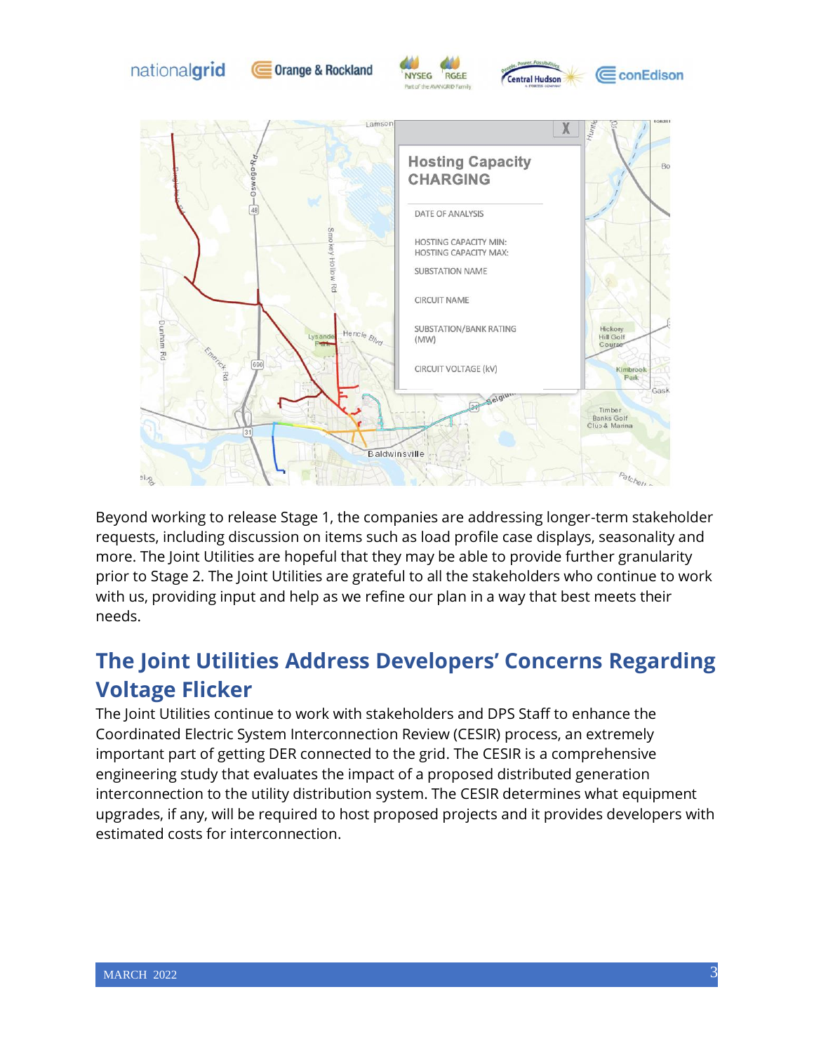Beyond working to release Stage 1, the companies are addressing longer-term stakeholder requests, including discussion on items such as load profile case displays, seasonality and more. The Joint Utilities are hopeful that they may be able to provide further granularity prior to Stage 2. The Joint Utilities are grateful to all the stakeholders who continue to work with us, providing input and help as we refine our plan in a way that best meets their needs.

## The Joint Utilities Address Developers' Concerns Regarding Voltage Flicker

The Joint Utilities continue to work with stakeholders and DPS Staff to enhance the Coordinated Electric System Interconnection Review (CESIR) process, an extremely important part of getting DER connected to the grid. The CESIR is a comprehensive engineering study that evaluates the impact of a proposed distributed generation interconnection to the utility distribution system. The CESIR determines what equipment upgrades, if any, will be required to host proposed projects and it provides developers with estimated costs for interconnection.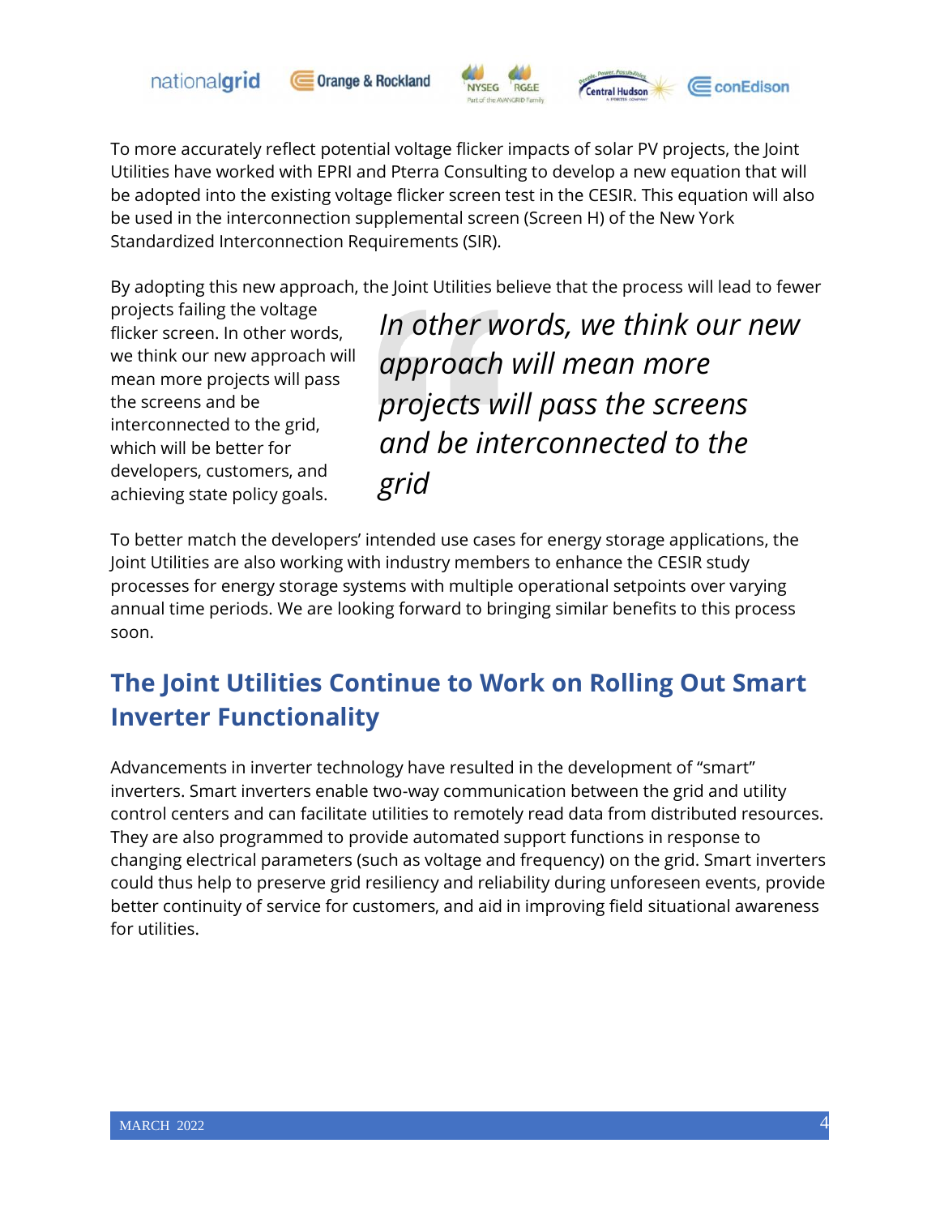To more accurately reflect potential voltage flicker impacts of solar PV projects, the Joint Utilities have worked with EPRI and Pterra Consulting to develop a new equation that will be adopted into the existing voltage flicker screen test in the CESIR. This equation will also be used in the interconnection supplemental screen (Screen H) of the New York Standardized Interconnection Requirements (SIR).

By adopting this new approach, the Joint Utilities believe that the process will lead to fewer projects failing the voltage flicker screen. In other words, we think our new approach will mean more projects will pass the screens and be interconnected to the grid, which will be better for developers, customers, and achieving state policy goals.

> *In other words, we think our new approach will mean more projects will pass the screens and be interconnected to the grid*

To better match the developers' intended use cases for energy storage applications, the Joint Utilities are also working with industry members to enhance the CESIR study processes for energy storage systems with multiple operational setpoints over varying annual time periods. We are looking forward to bringing similar benefits to this process soon.

## The Joint Utilities Continue to Work on Rolling Out Smart Inverter Functionality

Advancements in inverter technology have resulted in the development of "smart" inverters. Smart inverters enable two-way communication between the grid and utility control centers and can facilitate utilities to remotely read data from distributed resources. They are also programmed to provide automated support functions in response to changing electrical parameters (such as voltage and frequency) on the grid. Smart inverters could thus help to preserve grid resiliency and reliability during unforeseen events, provide better continuity of service for customers, and aid in improving field situational awareness for utilities.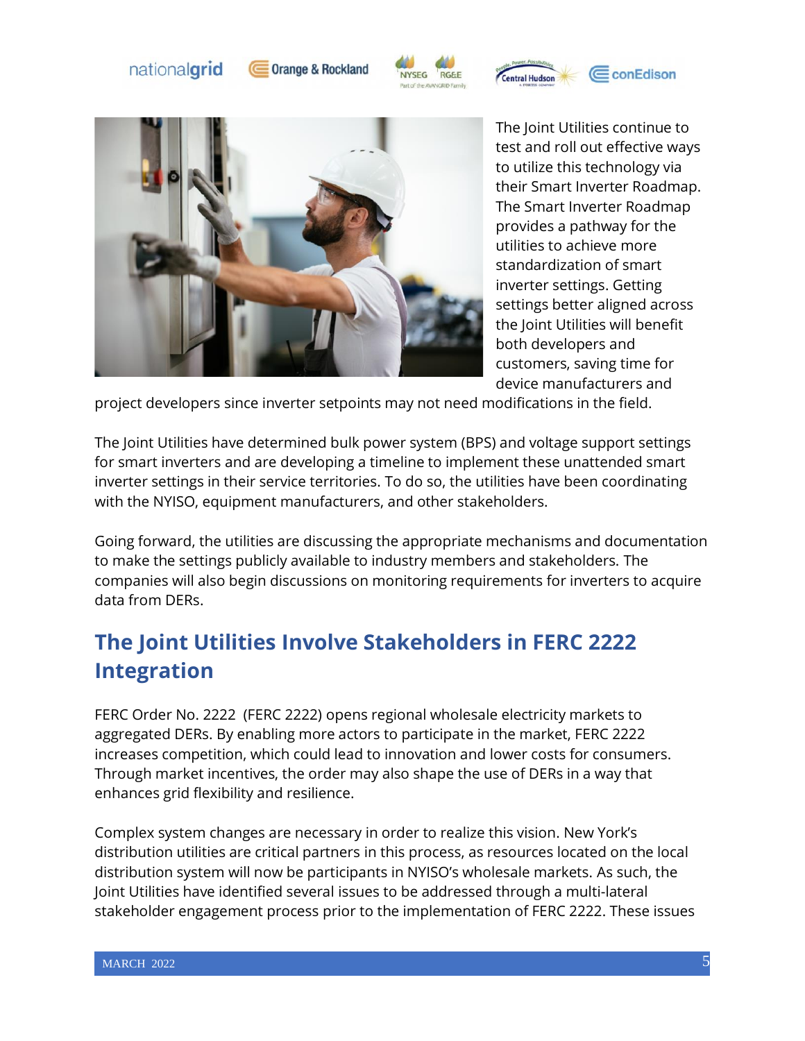The Joint Utilities continue to test and roll out effective ways to utilize this technology via their Smart Inverter Roadmap. The Smart Inverter Roadmap provides a pathway for the utilities to achieve more standardization of smart inverter settings. Getting settings better aligned across the Joint Utilities will benefit both developers and customers, saving time for device manufacturers and project developers since inverter setpoints may not need modifications in the field.

The Joint Utilities have determined bulk power system (BPS) and voltage support settings for smart inverters and are developing a timeline to implement these unattended smart inverter settings in their service territories. To do so, the utilities have been coordinating with the NYISO, equipment manufacturers, and other stakeholders.

Going forward, the utilities are discussing the appropriate mechanisms and documentation to make the settings publicly available to industry members and stakeholders. The companies will also begin discussions on monitoring requirements for inverters to acquire data from DERs.

## The Joint Utilities Involve Stakeholders in FERC 2222 Integration

FERC Order No. 2222 (FERC 2222) opens regional wholesale electricity markets to aggregated DERs. By enabling more actors to participate in the market, FERC 2222 increases competition, which could lead to innovation and lower costs for consumers. Through market incentives, the order may also shape the use of DERs in a way that enhances grid flexibility and resilience.

Complex system changes are necessary in order to realize this vision. New York's distribution utilities are critical partners in this process, as resources located on the local distribution system will now be participants in NYISO's wholesale markets. As such, the Joint Utilities have identified several issues to be addressed through a multi-lateral stakeholder engagement process prior to the implementation of FERC 2222. These issues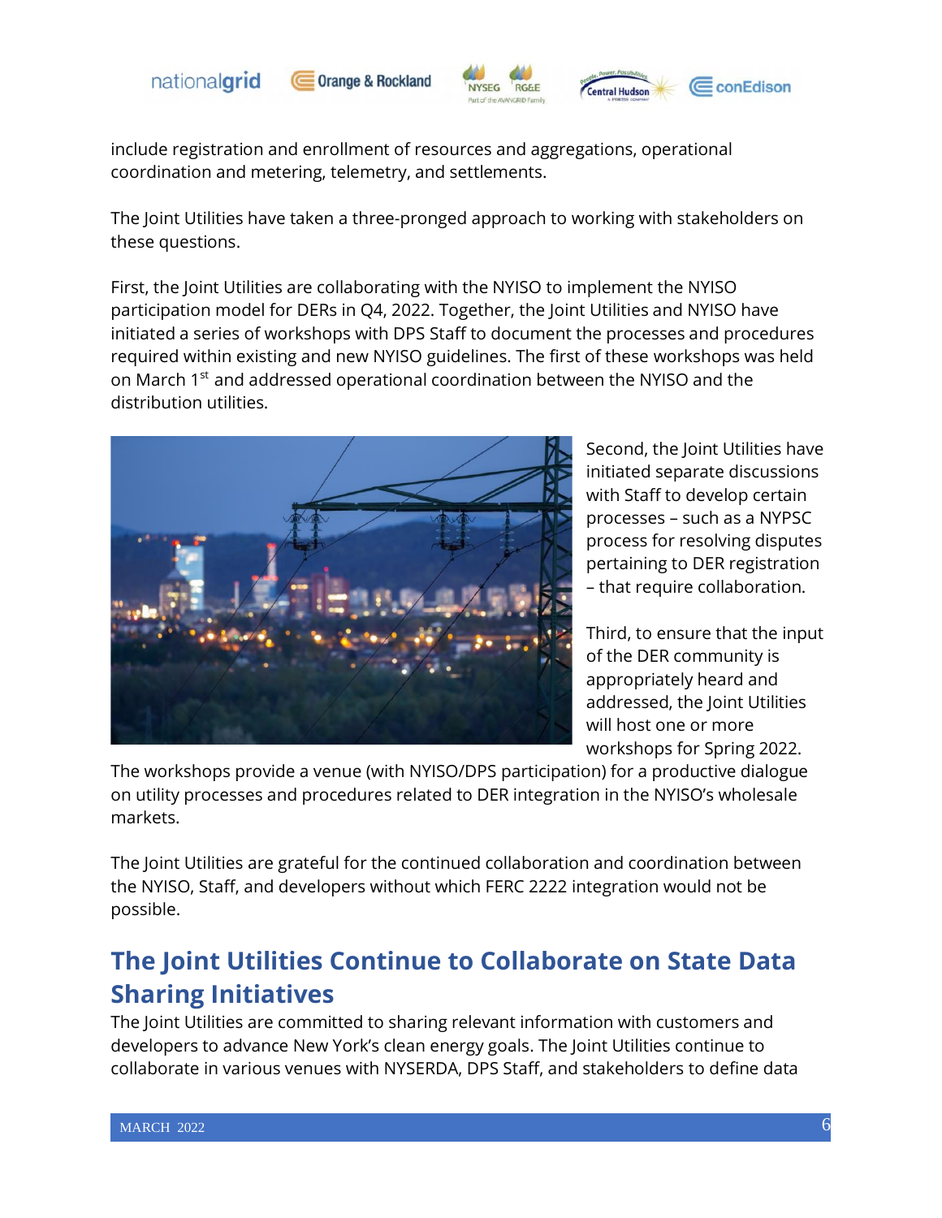include registration and enrollment of resources and aggregations, operational coordination and metering, telemetry, and settlements.

The Joint Utilities have taken a three-pronged approach to working with stakeholders on these questions.

First, the Joint Utilities are collaborating with the NYISO to implement the NYISO participation model for DERs in Q4, 2022. Together, the Joint Utilities and NYISO have initiated a series of workshops with DPS Staff to document the processes and procedures required within existing and new NYISO guidelines. The first of these workshops was held on March 1st and addressed operational coordination between the NYISO and the distribution utilities.

Second, the Joint Utilities have initiated separate discussions with Staff to develop certain processes – such as a NYPSC process for resolving disputes pertaining to DER registration – that require collaboration.

Third, to ensure that the input of the DER community is appropriately heard and addressed, the Joint Utilities will host one or more workshops for Spring 2022. The workshops provide a venue (with NYISO/DPS participation) for a productive dialogue on utility processes and procedures related to DER integration in the NYISO's wholesale markets.

The Joint Utilities are grateful for the continued collaboration and coordination between the NYISO, Staff, and developers without which FERC 2222 integration would not be possible.

## The Joint Utilities Continue to Collaborate on State Data Sharing Initiatives

The Joint Utilities are committed to sharing relevant information with customers and developers to advance New York's clean energy goals. The Joint Utilities continue to collaborate in various venues with NYSERDA, DPS Staff, and stakeholders to define data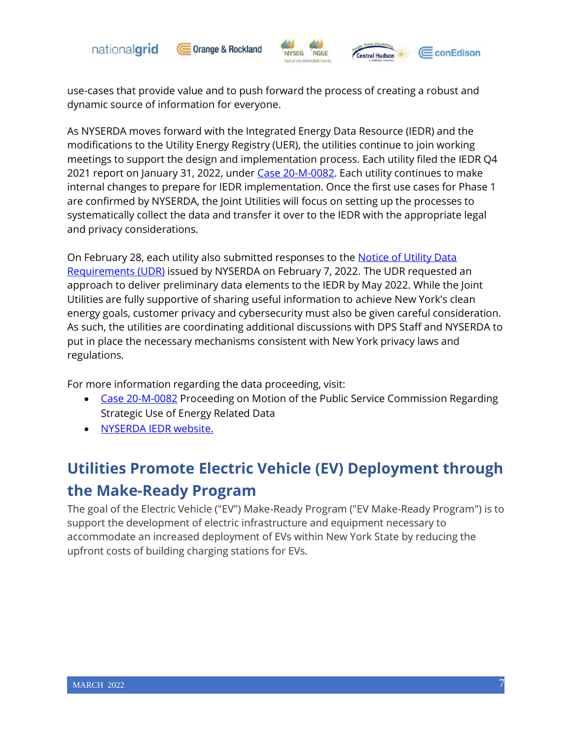use-cases that provide value and to push forward the process of creating a robust and dynamic source of information for everyone.

As NYSERDA moves forward with the Integrated Energy Data Resource (IEDR) and the modifications to the Utility Energy Registry (UER), the utilities continue to join working meetings to support the design and implementation process. Each utility filed the IEDR Q4 2021 report on January 31, 2022, under [Case 20-M-0082](). Each utility continues to make internal changes to prepare for IEDR implementation. Once the first use cases for Phase 1 are confirmed by NYSERDA, the Joint Utilities will focus on setting up the processes to systematically collect the data and transfer it over to the IEDR with the appropriate legal and privacy considerations.

On February 28, each utility also submitted responses to the [Notice of Utility Data Requirements (UDR)]() issued by NYSERDA on February 7, 2022. The UDR requested an approach to deliver preliminary data elements to the IEDR by May 2022. While the Joint Utilities are fully supportive of sharing useful information to achieve New York's clean energy goals, customer privacy and cybersecurity must also be given careful consideration. As such, the utilities are coordinating additional discussions with DPS Staff and NYSERDA to put in place the necessary mechanisms consistent with New York privacy laws and regulations.

For more information regarding the data proceeding, visit:

- [Case 20-M-0082]() Proceeding on Motion of the Public Service Commission Regarding Strategic Use of Energy Related Data
- [NYSERDA IEDR website.]()

## Utilities Promote Electric Vehicle (EV) Deployment through the Make-Ready Program

The goal of the Electric Vehicle ("EV") Make-Ready Program ("EV Make-Ready Program") is to support the development of electric infrastructure and equipment necessary to accommodate an increased deployment of EVs within New York State by reducing the upfront costs of building charging stations for EVs.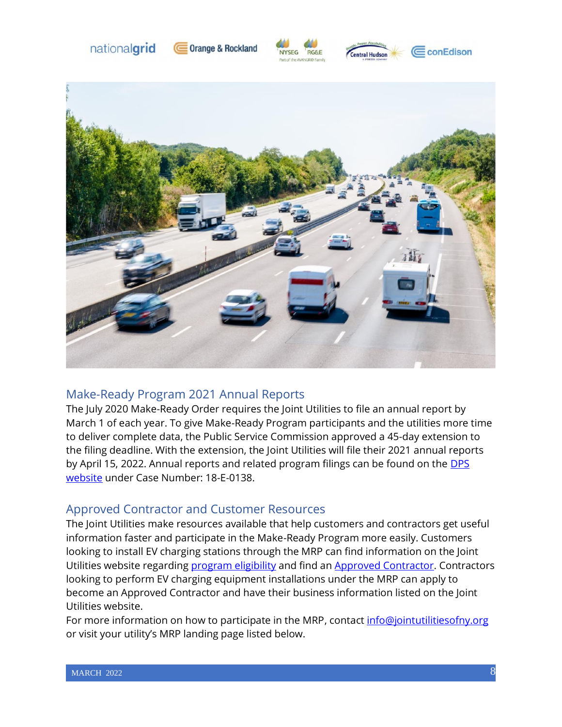## Make-Ready Program 2021 Annual Reports

The July 2020 Make-Ready Order requires the Joint Utilities to file an annual report by March 1 of each year. To give Make-Ready Program participants and the utilities more time to deliver complete data, the Public Service Commission approved a 45-day extension to the filing deadline. With the extension, the Joint Utilities will file their 2021 annual reports by April 15, 2022. Annual reports and related program filings can be found on the DPS website under Case Number: 18-E-0138.

## Approved Contractor and Customer Resources

The Joint Utilities make resources available that help customers and contractors get useful information faster and participate in the Make-Ready Program more easily. Customers looking to install EV charging stations through the MRP can find information on the Joint Utilities website regarding program eligibility and find an Approved Contractor. Contractors looking to perform EV charging equipment installations under the MRP can apply to become an Approved Contractor and have their business information listed on the Joint Utilities website.

For more information on how to participate in the MRP, contact info@jointutilitiesofny.org or visit your utility's MRP landing page listed below.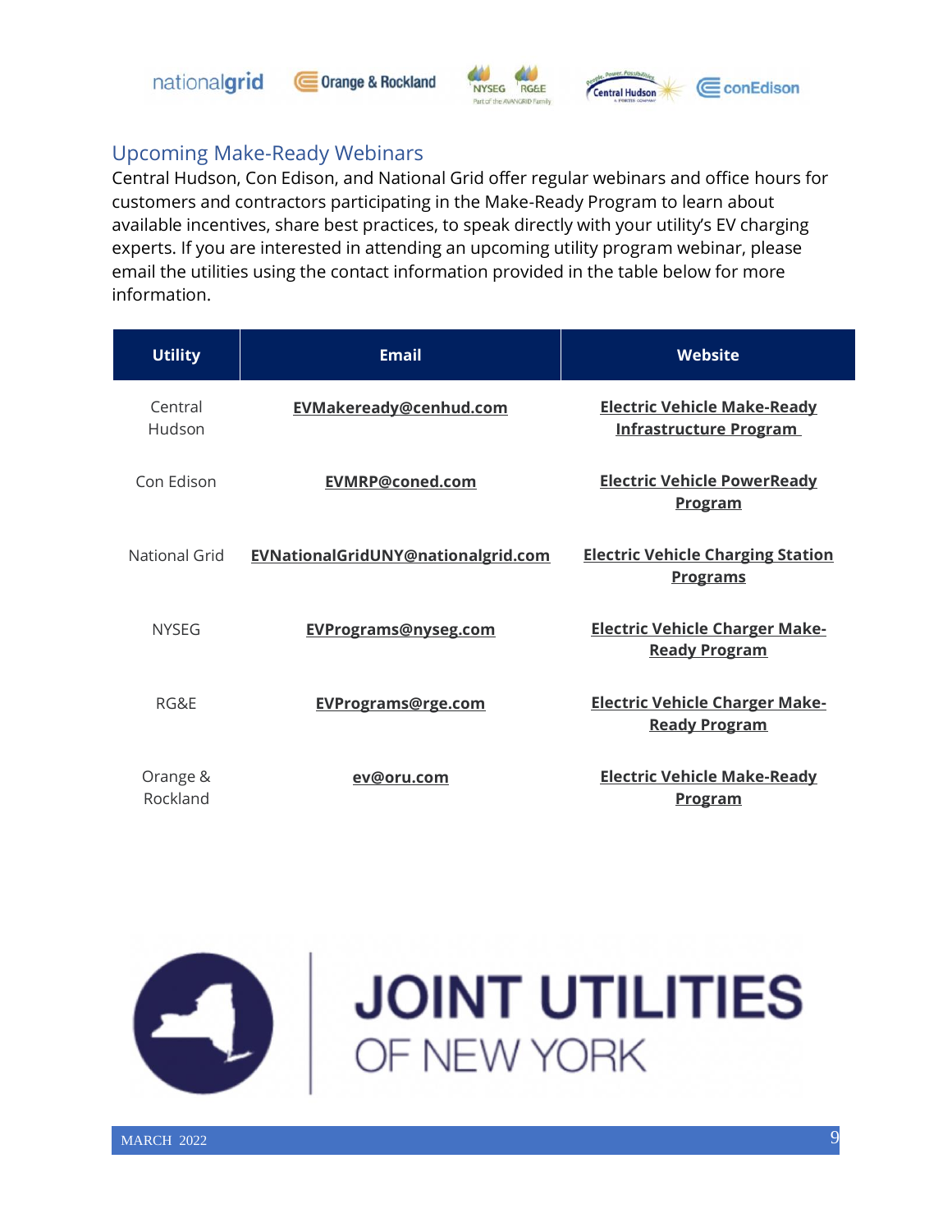## Upcoming Make-Ready Webinars

Central Hudson, Con Edison, and National Grid offer regular webinars and office hours for customers and contractors participating in the Make-Ready Program to learn about available incentives, share best practices, to speak directly with your utility's EV charging experts. If you are interested in attending an upcoming utility program webinar, please email the utilities using the contact information provided in the table below for more information.

| Utility | Email | Website |
| --- | --- | --- |
| Central Hudson | **EVMakeready@cenhud.com** | **Electric Vehicle Make-Ready Infrastructure Program** |
| Con Edison | **EVMRP@coned.com** | **Electric Vehicle PowerReady Program** |
| National Grid | **EVNationalGridUNY@nationalgrid.com** | **Electric Vehicle Charging Station Programs** |
| NYSEG | **EVPrograms@nyseg.com** | **Electric Vehicle Charger Make-Ready Program** |
| RG&E | **EVPrograms@rge.com** | **Electric Vehicle Charger Make-Ready Program** |
| Orange & Rockland | **ev@oru.com** | **Electric Vehicle Make-Ready Program** |

JOINT UTILITIES OF NEW YORK